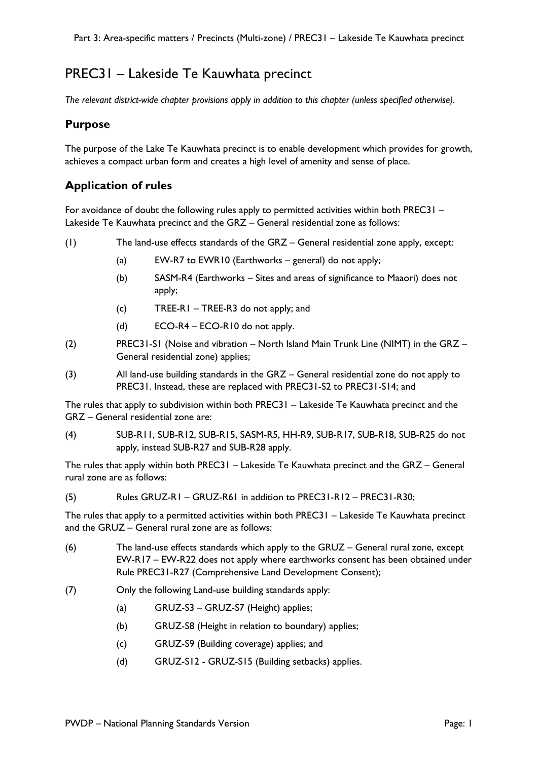# PREC31 – Lakeside Te Kauwhata precinct

*The relevant district-wide chapter provisions apply in addition to this chapter (unless specified otherwise).*

## Purpose

The purpose of the Lake Te Kauwhata precinct is to enable development which provides for growth, achieves a compact urban form and creates a high level of amenity and sense of place.

## Application of rules

For avoidance of doubt the following rules apply to permitted activities within both PREC31 – Lakeside Te Kauwhata precinct and the GRZ – General residential zone as follows:

(1) The land-use effects standards of the GRZ – General residential zone apply, except:

   (a) EW-R7 to EWR10 (Earthworks – general) do not apply;

   (b) SASM-R4 (Earthworks – Sites and areas of significance to Maaori) does not apply;

   (c) TREE-R1 – TREE-R3 do not apply; and

   (d) ECO-R4 – ECO-R10 do not apply.

(2) PREC31-S1 (Noise and vibration – North Island Main Trunk Line (NIMT) in the GRZ – General residential zone) applies;

(3) All land-use building standards in the GRZ – General residential zone do not apply to PREC31. Instead, these are replaced with PREC31-S2 to PREC31-S14; and

The rules that apply to subdivision within both PREC31 – Lakeside Te Kauwhata precinct and the GRZ – General residential zone are:

(4) SUB-R11, SUB-R12, SUB-R15, SASM-R5, HH-R9, SUB-R17, SUB-R18, SUB-R25 do not apply, instead SUB-R27 and SUB-R28 apply.

The rules that apply within both PREC31 – Lakeside Te Kauwhata precinct and the GRZ – General rural zone are as follows:

(5) Rules GRUZ-R1 – GRUZ-R61 in addition to PREC31-R12 – PREC31-R30;

The rules that apply to a permitted activities within both PREC31 – Lakeside Te Kauwhata precinct and the GRUZ – General rural zone are as follows:

(6) The land-use effects standards which apply to the GRUZ – General rural zone, except EW-R17 – EW-R22 does not apply where earthworks consent has been obtained under Rule PREC31-R27 (Comprehensive Land Development Consent);

(7) Only the following Land-use building standards apply:

   (a) GRUZ-S3 – GRUZ-S7 (Height) applies;

   (b) GRUZ-S8 (Height in relation to boundary) applies;

   (c) GRUZ-S9 (Building coverage) applies; and

   (d) GRUZ-S12 - GRUZ-S15 (Building setbacks) applies.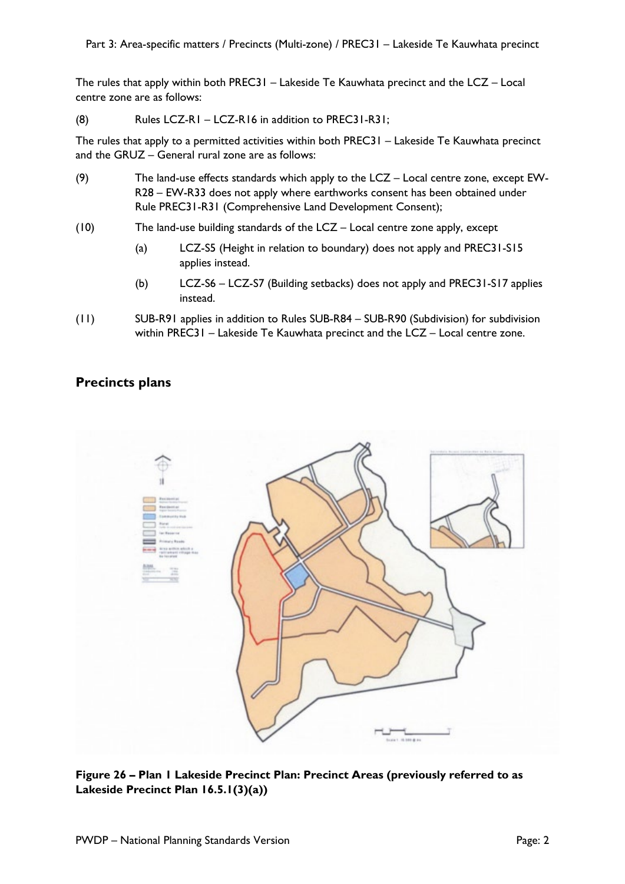The rules that apply within both PREC31 – Lakeside Te Kauwhata precinct and the LCZ – Local centre zone are as follows:

(8) Rules LCZ-R1 – LCZ-R16 in addition to PREC31-R31;

The rules that apply to a permitted activities within both PREC31 – Lakeside Te Kauwhata precinct and the GRUZ – General rural zone are as follows:

(9) The land-use effects standards which apply to the LCZ – Local centre zone, except EW-R28 – EW-R33 does not apply where earthworks consent has been obtained under Rule PREC31-R31 (Comprehensive Land Development Consent);

(10) The land-use building standards of the LCZ – Local centre zone apply, except

 (a) LCZ-S5 (Height in relation to boundary) does not apply and PREC31-S15 applies instead.

 (b) LCZ-S6 – LCZ-S7 (Building setbacks) does not apply and PREC31-S17 applies instead.

(11) SUB-R91 applies in addition to Rules SUB-R84 – SUB-R90 (Subdivision) for subdivision within PREC31 – Lakeside Te Kauwhata precinct and the LCZ – Local centre zone.

## Precincts plans

**Figure 26 – Plan 1 Lakeside Precinct Plan: Precinct Areas (previously referred to as Lakeside Precinct Plan 16.5.1(3)(a))**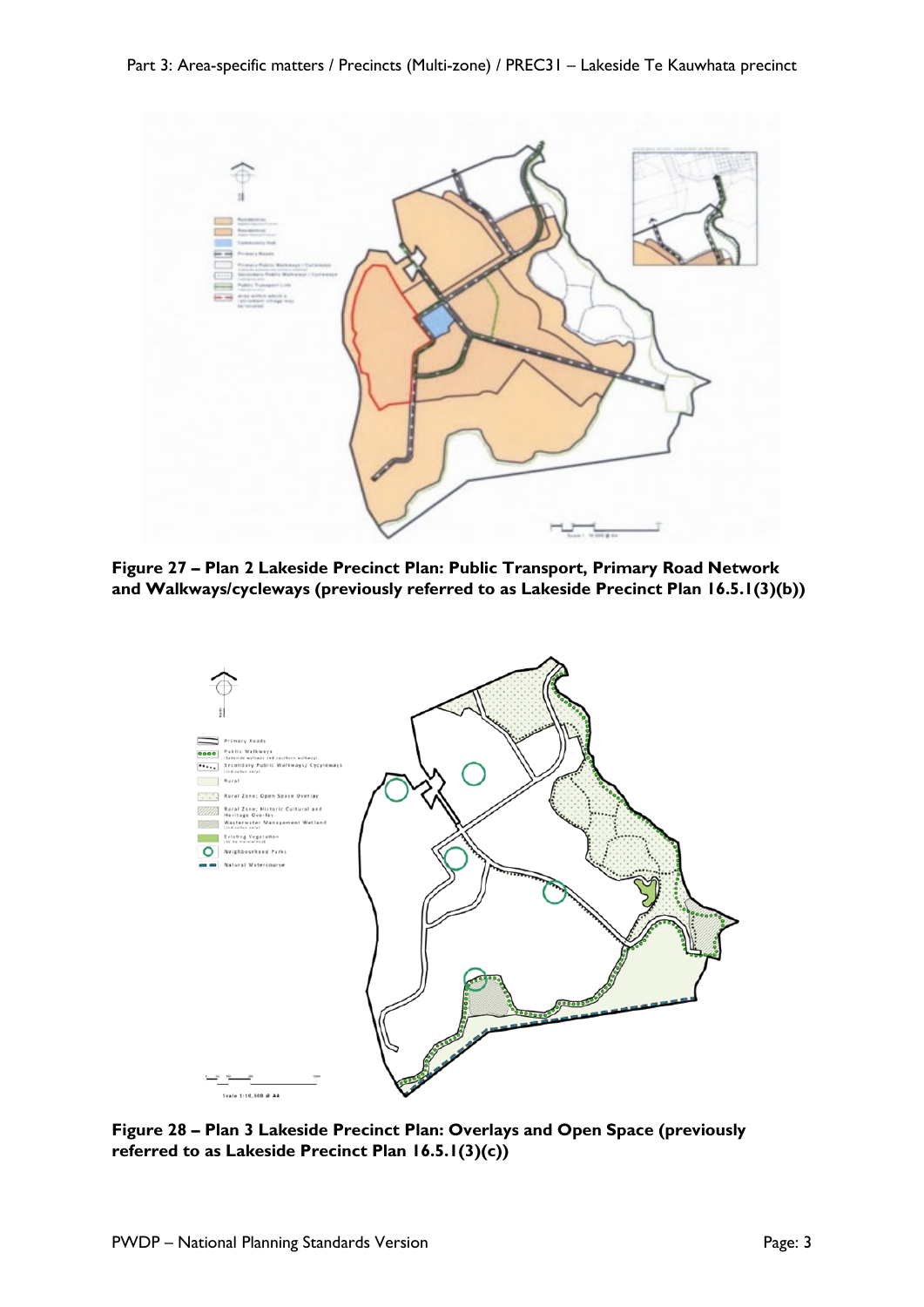**Figure 27 – Plan 2 Lakeside Precinct Plan: Public Transport, Primary Road Network and Walkways/cycleways (previously referred to as Lakeside Precinct Plan 16.5.1(3)(b))**

**Figure 28 – Plan 3 Lakeside Precinct Plan: Overlays and Open Space (previously referred to as Lakeside Precinct Plan 16.5.1(3)(c))**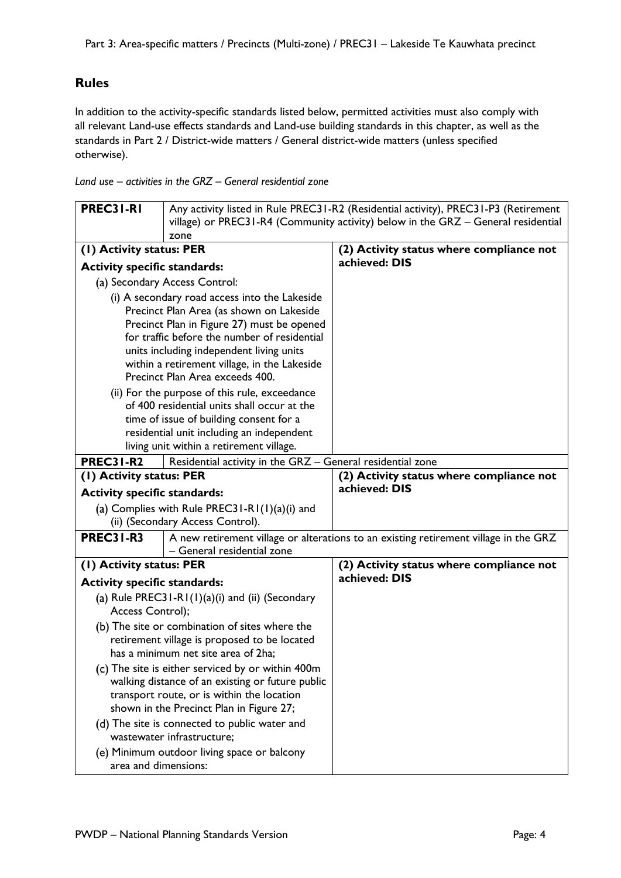## Rules

In addition to the activity-specific standards listed below, permitted activities must also comply with all relevant Land-use effects standards and Land-use building standards in this chapter, as well as the standards in Part 2 / District-wide matters / General district-wide matters (unless specified otherwise).

*Land use – activities in the GRZ – General residential zone*

| **PREC31-R1** | Any activity listed in Rule PREC31-R2 (Residential activity), PREC31-P3 (Retirement village) or PREC31-R4 (Community activity) below in the GRZ – General residential zone |
|---|---|
| **(1) Activity status: PER**<br><br>**Activity specific standards:**<br><br>(a) Secondary Access Control:<br><br>(i) A secondary road access into the Lakeside Precinct Plan Area (as shown on Lakeside Precinct Plan in Figure 27) must be opened for traffic before the number of residential units including independent living units within a retirement village, in the Lakeside Precinct Plan Area exceeds 400.<br><br>(ii) For the purpose of this rule, exceedance of 400 residential units shall occur at the time of issue of building consent for a residential unit including an independent living unit within a retirement village. | **(2) Activity status where compliance not achieved: DIS** |
| **PREC31-R2** | Residential activity in the GRZ – General residential zone |
| **(1) Activity status: PER**<br><br>**Activity specific standards:**<br><br>(a) Complies with Rule PREC31-R1(1)(a)(i) and (ii) (Secondary Access Control). | **(2) Activity status where compliance not achieved: DIS** |
| **PREC31-R3** | A new retirement village or alterations to an existing retirement village in the GRZ – General residential zone |
| **(1) Activity status: PER**<br><br>**Activity specific standards:**<br><br>(a) Rule PREC31-R1(1)(a)(i) and (ii) (Secondary Access Control);<br><br>(b) The site or combination of sites where the retirement village is proposed to be located has a minimum net site area of 2ha;<br><br>(c) The site is either serviced by or within 400m walking distance of an existing or future public transport route, or is within the location shown in the Precinct Plan in Figure 27;<br><br>(d) The site is connected to public water and wastewater infrastructure;<br><br>(e) Minimum outdoor living space or balcony area and dimensions: | **(2) Activity status where compliance not achieved: DIS** |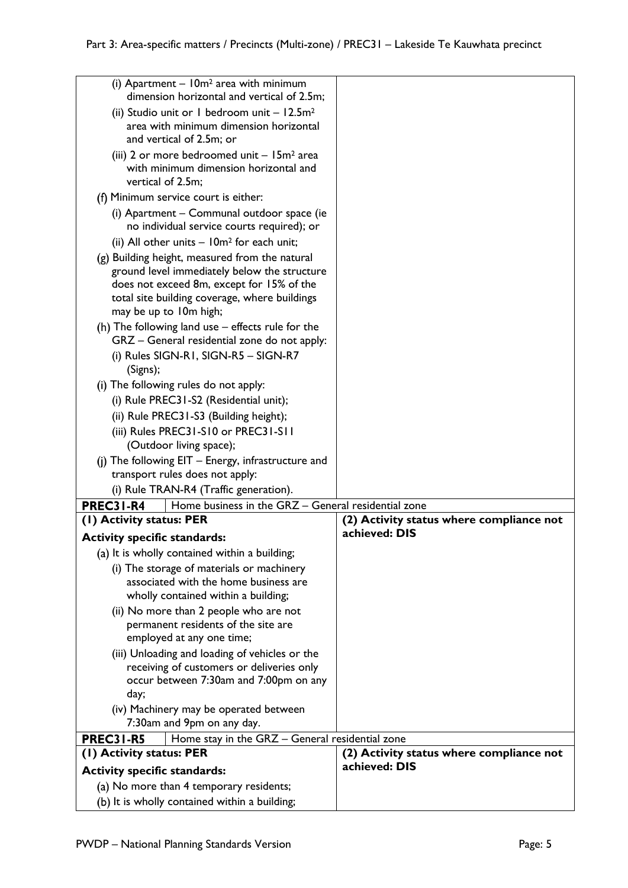| | |
|---|---|
| (i) Apartment – 10m² area with minimum dimension horizontal and vertical of 2.5m;<br>(ii) Studio unit or 1 bedroom unit – 12.5m² area with minimum dimension horizontal and vertical of 2.5m; or<br>(iii) 2 or more bedroomed unit – 15m² area with minimum dimension horizontal and vertical of 2.5m;<br>(f) Minimum service court is either:<br>(i) Apartment – Communal outdoor space (ie no individual service courts required); or<br>(ii) All other units – 10m² for each unit;<br>(g) Building height, measured from the natural ground level immediately below the structure does not exceed 8m, except for 15% of the total site building coverage, where buildings may be up to 10m high;<br>(h) The following land use – effects rule for the GRZ – General residential zone do not apply:<br>(i) Rules SIGN-R1, SIGN-R5 – SIGN-R7 (Signs);<br>(i) The following rules do not apply:<br>(i) Rule PREC31-S2 (Residential unit);<br>(ii) Rule PREC31-S3 (Building height);<br>(iii) Rules PREC31-S10 or PREC31-S11 (Outdoor living space);<br>(j) The following EIT – Energy, infrastructure and transport rules does not apply:<br>(i) Rule TRAN-R4 (Traffic generation). | |
| **PREC31-R4** Home business in the GRZ – General residential zone | |
| **(1) Activity status: PER**<br>**Activity specific standards:**<br>(a) It is wholly contained within a building;<br>(i) The storage of materials or machinery associated with the home business are wholly contained within a building;<br>(ii) No more than 2 people who are not permanent residents of the site are employed at any one time;<br>(iii) Unloading and loading of vehicles or the receiving of customers or deliveries only occur between 7:30am and 7:00pm on any day;<br>(iv) Machinery may be operated between 7:30am and 9pm on any day. | **(2) Activity status where compliance not achieved: DIS** |
| **PREC31-R5** Home stay in the GRZ – General residential zone | |
| **(1) Activity status: PER**<br>**Activity specific standards:**<br>(a) No more than 4 temporary residents;<br>(b) It is wholly contained within a building; | **(2) Activity status where compliance not achieved: DIS** |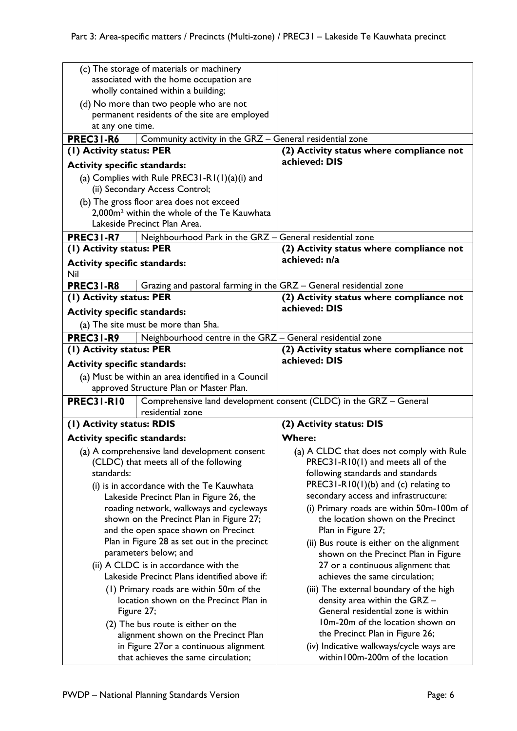| | |
|---|---|
| (c) The storage of materials or machinery associated with the home occupation are wholly contained within a building;<br>(d) No more than two people who are not permanent residents of the site are employed at any one time. | |
| **PREC31-R6** Community activity in the GRZ – General residential zone | |
| **(1) Activity status: PER**<br>**Activity specific standards:**<br>(a) Complies with Rule PREC31-R1(1)(a)(i) and (ii) Secondary Access Control;<br>(b) The gross floor area does not exceed 2,000m² within the whole of the Te Kauwhata Lakeside Precinct Plan Area. | **(2) Activity status where compliance not achieved: DIS** |
| **PREC31-R7** Neighbourhood Park in the GRZ – General residential zone | |
| **(1) Activity status: PER**<br>**Activity specific standards:**<br>Nil | **(2) Activity status where compliance not achieved: n/a** |
| **PREC31-R8** Grazing and pastoral farming in the GRZ – General residential zone | |
| **(1) Activity status: PER**<br>**Activity specific standards:**<br>(a) The site must be more than 5ha. | **(2) Activity status where compliance not achieved: DIS** |
| **PREC31-R9** Neighbourhood centre in the GRZ – General residential zone | |
| **(1) Activity status: PER**<br>**Activity specific standards:**<br>(a) Must be within an area identified in a Council approved Structure Plan or Master Plan. | **(2) Activity status where compliance not achieved: DIS** |
| **PREC31-R10** Comprehensive land development consent (CLDC) in the GRZ – General residential zone | |
| **(1) Activity status: RDIS**<br>**Activity specific standards:**<br>(a) A comprehensive land development consent (CLDC) that meets all of the following standards:<br>(i) is in accordance with the Te Kauwhata Lakeside Precinct Plan in Figure 26, the roading network, walkways and cycleways shown on the Precinct Plan in Figure 27; and the open space shown on Precinct Plan in Figure 28 as set out in the precinct parameters below; and<br>(ii) A CLDC is in accordance with the Lakeside Precinct Plans identified above if:<br>(1) Primary roads are within 50m of the location shown on the Precinct Plan in Figure 27;<br>(2) The bus route is either on the alignment shown on the Precinct Plan in Figure 27or a continuous alignment that achieves the same circulation; | **(2) Activity status: DIS**<br>**Where:**<br>(a) A CLDC that does not comply with Rule PREC31-R10(1) and meets all of the following standards and standards PREC31-R10(1)(b) and (c) relating to secondary access and infrastructure:<br>(i) Primary roads are within 50m-100m of the location shown on the Precinct Plan in Figure 27;<br>(ii) Bus route is either on the alignment shown on the Precinct Plan in Figure 27 or a continuous alignment that achieves the same circulation;<br>(iii) The external boundary of the high density area within the GRZ – General residential zone is within 10m-20m of the location shown on the Precinct Plan in Figure 26;<br>(iv) Indicative walkways/cycle ways are within100m-200m of the location |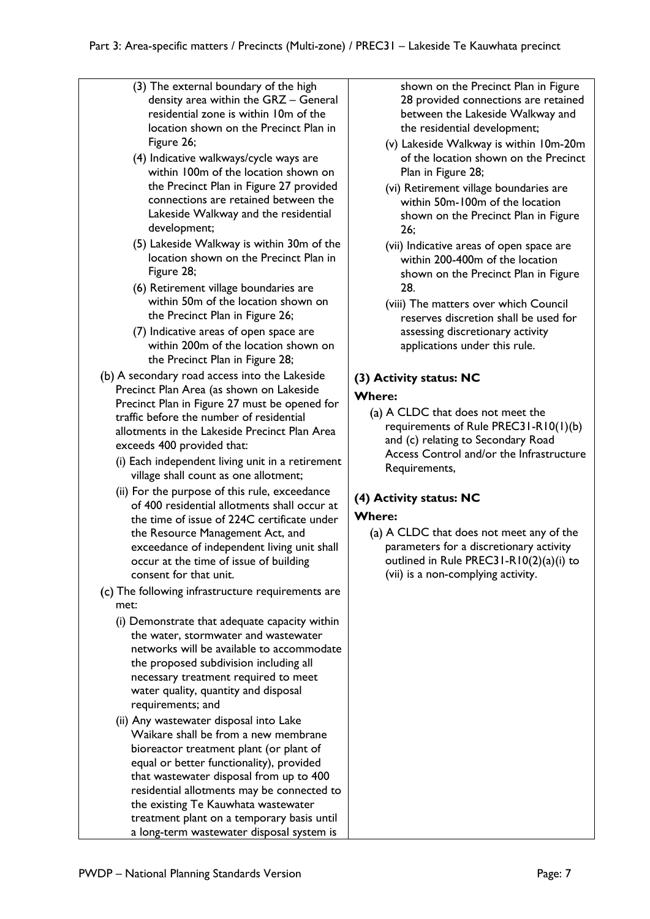(3) The external boundary of the high density area within the GRZ – General residential zone is within 10m of the location shown on the Precinct Plan in Figure 26;

(4) Indicative walkways/cycle ways are within 100m of the location shown on the Precinct Plan in Figure 27 provided connections are retained between the Lakeside Walkway and the residential development;

(5) Lakeside Walkway is within 30m of the location shown on the Precinct Plan in Figure 28;

(6) Retirement village boundaries are within 50m of the location shown on the Precinct Plan in Figure 26;

(7) Indicative areas of open space are within 200m of the location shown on the Precinct Plan in Figure 28;

(b) A secondary road access into the Lakeside Precinct Plan Area (as shown on Lakeside Precinct Plan in Figure 27 must be opened for traffic before the number of residential allotments in the Lakeside Precinct Plan Area exceeds 400 provided that:

(i) Each independent living unit in a retirement village shall count as one allotment;

(ii) For the purpose of this rule, exceedance of 400 residential allotments shall occur at the time of issue of 224C certificate under the Resource Management Act, and exceedance of independent living unit shall occur at the time of issue of building consent for that unit.

(c) The following infrastructure requirements are met:

(i) Demonstrate that adequate capacity within the water, stormwater and wastewater networks will be available to accommodate the proposed subdivision including all necessary treatment required to meet water quality, quantity and disposal requirements; and

(ii) Any wastewater disposal into Lake Waikare shall be from a new membrane bioreactor treatment plant (or plant of equal or better functionality), provided that wastewater disposal from up to 400 residential allotments may be connected to the existing Te Kauwhata wastewater treatment plant on a temporary basis until a long-term wastewater disposal system is

shown on the Precinct Plan in Figure 28 provided connections are retained between the Lakeside Walkway and the residential development;

(v) Lakeside Walkway is within 10m-20m of the location shown on the Precinct Plan in Figure 28;

(vi) Retirement village boundaries are within 50m-100m of the location shown on the Precinct Plan in Figure 26;

(vii) Indicative areas of open space are within 200-400m of the location shown on the Precinct Plan in Figure 28.

(viii) The matters over which Council reserves discretion shall be used for assessing discretionary activity applications under this rule.

**(3) Activity status: NC**

**Where:**

(a) A CLDC that does not meet the requirements of Rule PREC31-R10(1)(b) and (c) relating to Secondary Road Access Control and/or the Infrastructure Requirements,

**(4) Activity status: NC**

**Where:**

(a) A CLDC that does not meet any of the parameters for a discretionary activity outlined in Rule PREC31-R10(2)(a)(i) to (vii) is a non-complying activity.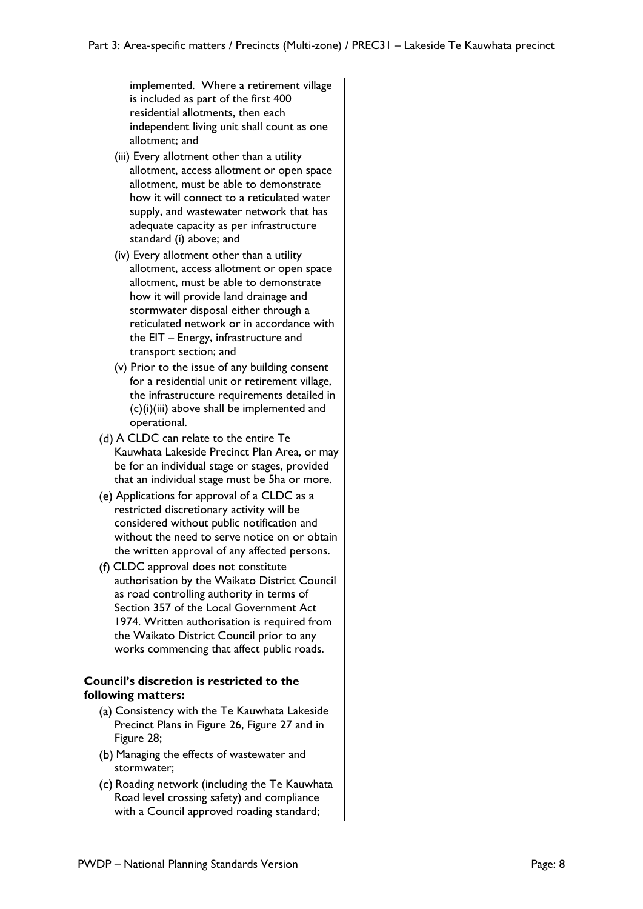| | |
|---|---|
| implemented. Where a retirement village is included as part of the first 400 residential allotments, then each independent living unit shall count as one allotment; and<br>(iii) Every allotment other than a utility allotment, access allotment or open space allotment, must be able to demonstrate how it will connect to a reticulated water supply, and wastewater network that has adequate capacity as per infrastructure standard (i) above; and<br>(iv) Every allotment other than a utility allotment, access allotment or open space allotment, must be able to demonstrate how it will provide land drainage and stormwater disposal either through a reticulated network or in accordance with the EIT – Energy, infrastructure and transport section; and<br>(v) Prior to the issue of any building consent for a residential unit or retirement village, the infrastructure requirements detailed in (c)(i)(iii) above shall be implemented and operational.<br>(d) A CLDC can relate to the entire Te Kauwhata Lakeside Precinct Plan Area, or may be for an individual stage or stages, provided that an individual stage must be 5ha or more.<br>(e) Applications for approval of a CLDC as a restricted discretionary activity will be considered without public notification and without the need to serve notice on or obtain the written approval of any affected persons.<br>(f) CLDC approval does not constitute authorisation by the Waikato District Council as road controlling authority in terms of Section 357 of the Local Government Act 1974. Written authorisation is required from the Waikato District Council prior to any works commencing that affect public roads.<br><br>**Council's discretion is restricted to the following matters:**<br>(a) Consistency with the Te Kauwhata Lakeside Precinct Plans in Figure 26, Figure 27 and in Figure 28;<br>(b) Managing the effects of wastewater and stormwater;<br>(c) Roading network (including the Te Kauwhata Road level crossing safety) and compliance with a Council approved roading standard; | |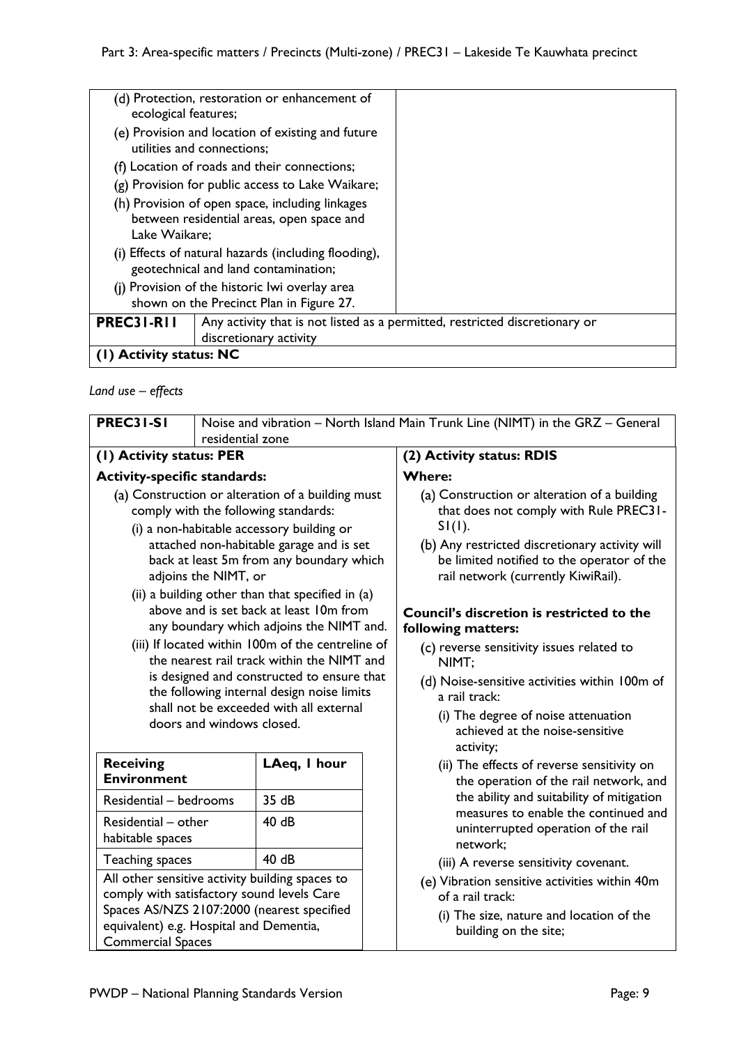| | |
|---|---|
| (d) Protection, restoration or enhancement of ecological features;<br>(e) Provision and location of existing and future utilities and connections;<br>(f) Location of roads and their connections;<br>(g) Provision for public access to Lake Waikare;<br>(h) Provision of open space, including linkages between residential areas, open space and Lake Waikare;<br>(i) Effects of natural hazards (including flooding), geotechnical and land contamination;<br>(j) Provision of the historic Iwi overlay area shown on the Precinct Plan in Figure 27. | |

| **PREC31-R11** | Any activity that is not listed as a permitted, restricted discretionary or discretionary activity |
|---|---|
| **(1) Activity status: NC** | |

*Land use – effects*

| **PREC31-S1** | Noise and vibration – North Island Main Trunk Line (NIMT) in the GRZ – General residential zone |
|---|---|
| **(1) Activity status: PER** | **(2) Activity status: RDIS** |
| **Activity-specific standards:**<br>(a) Construction or alteration of a building must comply with the following standards:<br>(i) a non-habitable accessory building or attached non-habitable garage and is set back at least 5m from any boundary which adjoins the NIMT, or<br>(ii) a building other than that specified in (a) above and is set back at least 10m from any boundary which adjoins the NIMT and.<br>(iii) If located within 100m of the centreline of the nearest rail track within the NIMT and is designed and constructed to ensure that the following internal design noise limits shall not be exceeded with all external doors and windows closed.<br><br>**Receiving Environment** — **LAeq, 1 hour**<br>Residential – bedrooms — 35 dB<br>Residential – other habitable spaces — 40 dB<br>Teaching spaces — 40 dB<br>All other sensitive activity building spaces to comply with satisfactory sound levels Care Spaces AS/NZS 2107:2000 (nearest specified equivalent) e.g. Hospital and Dementia, Commercial Spaces | **Where:**<br>(a) Construction or alteration of a building that does not comply with Rule PREC31-S1(1).<br>(b) Any restricted discretionary activity will be limited notified to the operator of the rail network (currently KiwiRail).<br><br>**Council's discretion is restricted to the following matters:**<br>(c) reverse sensitivity issues related to NIMT;<br>(d) Noise-sensitive activities within 100m of a rail track:<br>(i) The degree of noise attenuation achieved at the noise-sensitive activity;<br>(ii) The effects of reverse sensitivity on the operation of the rail network, and the ability and suitability of mitigation measures to enable the continued and uninterrupted operation of the rail network;<br>(iii) A reverse sensitivity covenant.<br>(e) Vibration sensitive activities within 40m of a rail track:<br>(i) The size, nature and location of the building on the site; |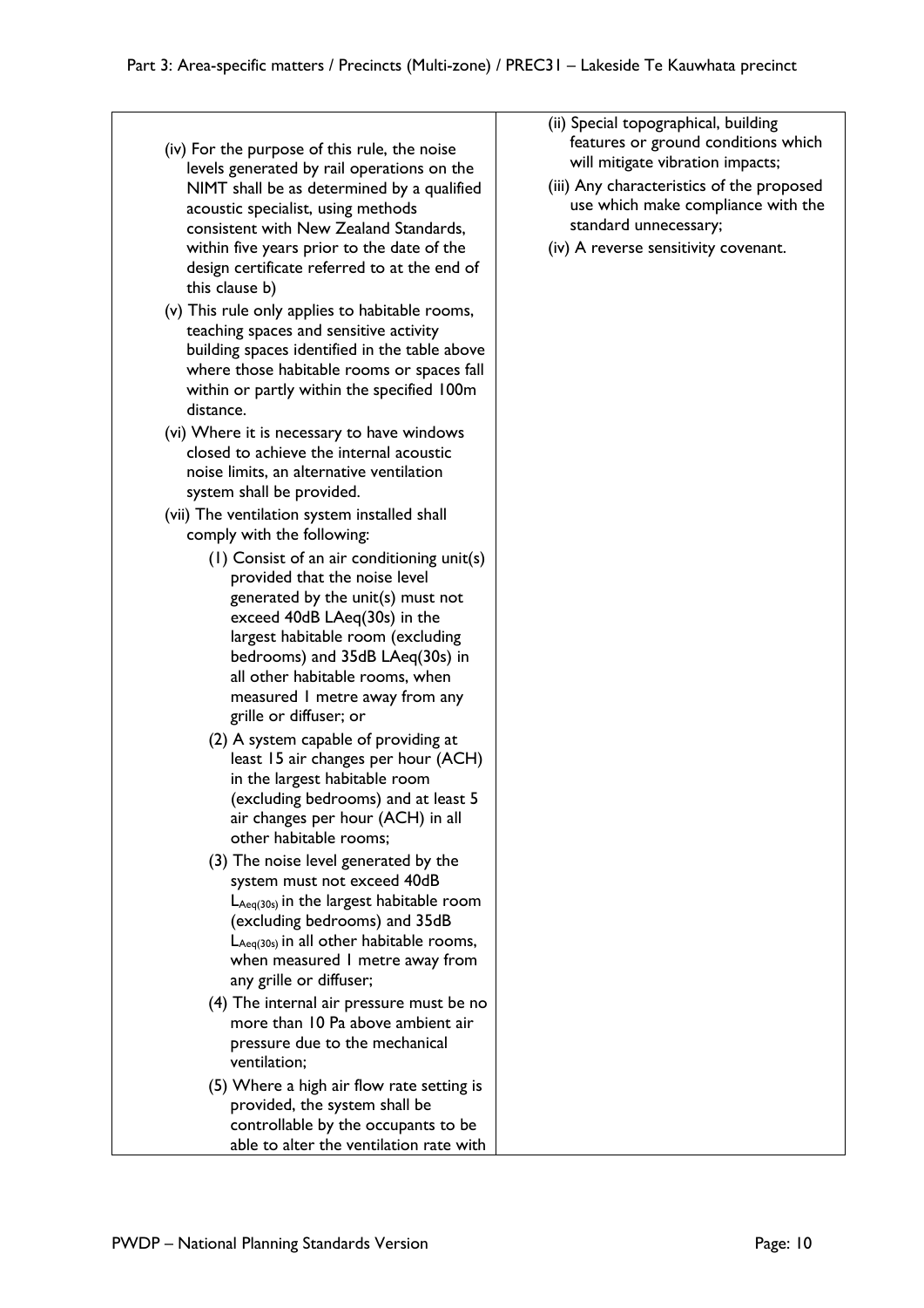| | |
|---|---|
| (iv) For the purpose of this rule, the noise levels generated by rail operations on the NIMT shall be as determined by a qualified acoustic specialist, using methods consistent with New Zealand Standards, within five years prior to the date of the design certificate referred to at the end of this clause b)<br>(v) This rule only applies to habitable rooms, teaching spaces and sensitive activity building spaces identified in the table above where those habitable rooms or spaces fall within or partly within the specified 100m distance.<br>(vi) Where it is necessary to have windows closed to achieve the internal acoustic noise limits, an alternative ventilation system shall be provided.<br>(vii) The ventilation system installed shall comply with the following:<br>(1) Consist of an air conditioning unit(s) provided that the noise level generated by the unit(s) must not exceed 40dB LAeq(30s) in the largest habitable room (excluding bedrooms) and 35dB LAeq(30s) in all other habitable rooms, when measured 1 metre away from any grille or diffuser; or<br>(2) A system capable of providing at least 15 air changes per hour (ACH) in the largest habitable room (excluding bedrooms) and at least 5 air changes per hour (ACH) in all other habitable rooms;<br>(3) The noise level generated by the system must not exceed 40dB $L_{Aeq(30s)}$ in the largest habitable room (excluding bedrooms) and 35dB $L_{Aeq(30s)}$ in all other habitable rooms, when measured 1 metre away from any grille or diffuser;<br>(4) The internal air pressure must be no more than 10 Pa above ambient air pressure due to the mechanical ventilation;<br>(5) Where a high air flow rate setting is provided, the system shall be controllable by the occupants to be able to alter the ventilation rate with | (ii) Special topographical, building features or ground conditions which will mitigate vibration impacts;<br>(iii) Any characteristics of the proposed use which make compliance with the standard unnecessary;<br>(iv) A reverse sensitivity covenant. |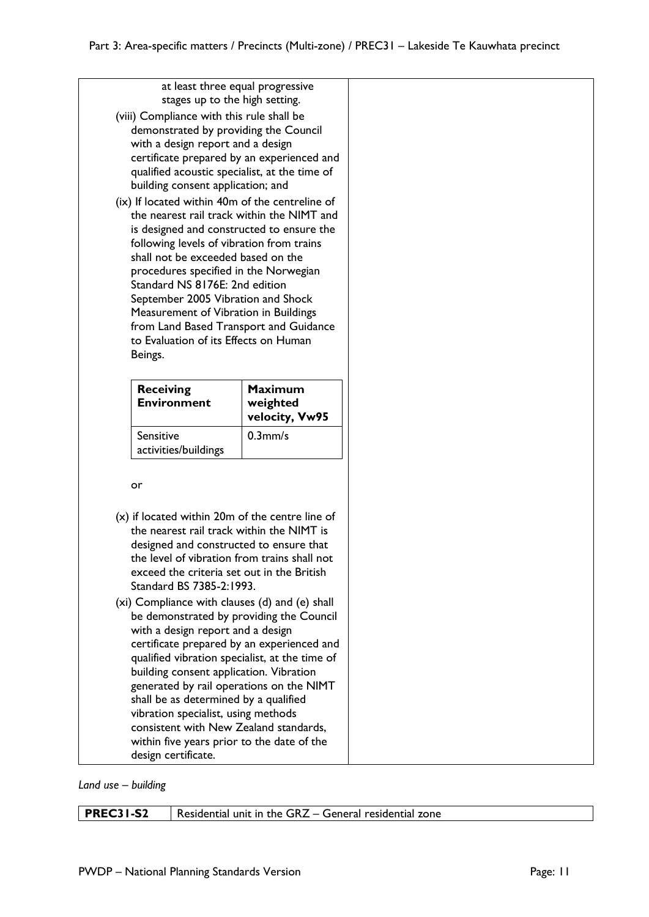at least three equal progressive stages up to the high setting.

(viii) Compliance with this rule shall be demonstrated by providing the Council with a design report and a design certificate prepared by an experienced and qualified acoustic specialist, at the time of building consent application; and

(ix) If located within 40m of the centreline of the nearest rail track within the NIMT and is designed and constructed to ensure the following levels of vibration from trains shall not be exceeded based on the procedures specified in the Norwegian Standard NS 8176E: 2nd edition September 2005 Vibration and Shock Measurement of Vibration in Buildings from Land Based Transport and Guidance to Evaluation of its Effects on Human Beings.

| Receiving Environment | Maximum weighted velocity, Vw95 |
|---|---|
| Sensitive activities/buildings | 0.3mm/s |

or

(x) if located within 20m of the centre line of the nearest rail track within the NIMT is designed and constructed to ensure that the level of vibration from trains shall not exceed the criteria set out in the British Standard BS 7385-2:1993.

(xi) Compliance with clauses (d) and (e) shall be demonstrated by providing the Council with a design report and a design certificate prepared by an experienced and qualified vibration specialist, at the time of building consent application. Vibration generated by rail operations on the NIMT shall be as determined by a qualified vibration specialist, using methods consistent with New Zealand standards, within five years prior to the date of the design certificate.

*Land use – building*

| **PREC31-S2** | Residential unit in the GRZ – General residential zone |
|---|---|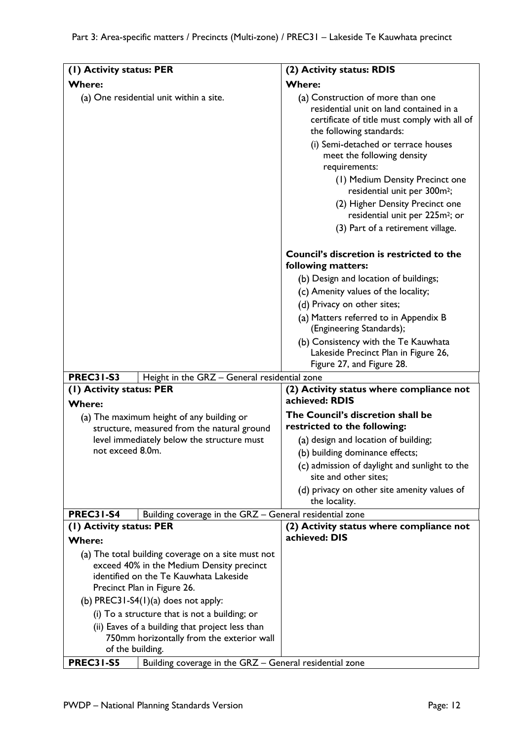| (1) Activity status: PER | (2) Activity status: RDIS |
|---|---|
| **Where:**<br>(a) One residential unit within a site. | **Where:**<br>(a) Construction of more than one residential unit on land contained in a certificate of title must comply with all of the following standards:<br>(i) Semi-detached or terrace houses meet the following density requirements:<br>(1) Medium Density Precinct one residential unit per 300m²;<br>(2) Higher Density Precinct one residential unit per 225m²; or<br>(3) Part of a retirement village.<br><br>**Council's discretion is restricted to the following matters:**<br>(b) Design and location of buildings;<br>(c) Amenity values of the locality;<br>(d) Privacy on other sites;<br>(a) Matters referred to in Appendix B (Engineering Standards);<br>(b) Consistency with the Te Kauwhata Lakeside Precinct Plan in Figure 26, Figure 27, and Figure 28. |

| **PREC31-S3** | Height in the GRZ – General residential zone |
|---|---|
| **(1) Activity status: PER**<br>**Where:**<br>(a) The maximum height of any building or structure, measured from the natural ground level immediately below the structure must not exceed 8.0m. | **(2) Activity status where compliance not achieved: RDIS**<br>**The Council's discretion shall be restricted to the following:**<br>(a) design and location of building;<br>(b) building dominance effects;<br>(c) admission of daylight and sunlight to the site and other sites;<br>(d) privacy on other site amenity values of the locality. |

| **PREC31-S4** | Building coverage in the GRZ – General residential zone |
|---|---|
| **(1) Activity status: PER**<br>**Where:**<br>(a) The total building coverage on a site must not exceed 40% in the Medium Density precinct identified on the Te Kauwhata Lakeside Precinct Plan in Figure 26.<br>(b) PREC31-S4(1)(a) does not apply:<br>(i) To a structure that is not a building; or<br>(ii) Eaves of a building that project less than 750mm horizontally from the exterior wall of the building. | **(2) Activity status where compliance not achieved: DIS** |

| **PREC31-S5** | Building coverage in the GRZ – General residential zone |
|---|---|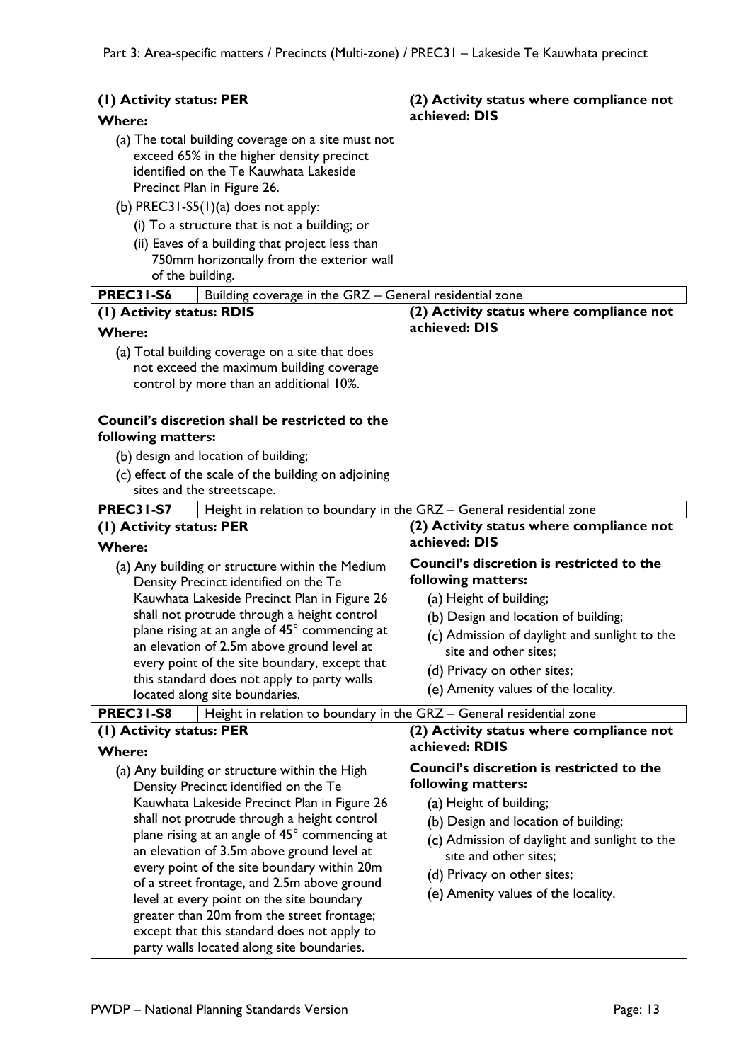| (1) Activity status: PER | (2) Activity status where compliance not achieved: DIS |
|---|---|
| **Where:**<br>(a) The total building coverage on a site must not exceed 65% in the higher density precinct identified on the Te Kauwhata Lakeside Precinct Plan in Figure 26.<br>(b) PREC31-S5(1)(a) does not apply:<br>(i) To a structure that is not a building; or<br>(ii) Eaves of a building that project less than 750mm horizontally from the exterior wall of the building. | |

| PREC31-S6 | Building coverage in the GRZ – General residential zone |
|---|---|
| **(1) Activity status: RDIS**<br>**Where:**<br>(a) Total building coverage on a site that does not exceed the maximum building coverage control by more than an additional 10%.<br><br>**Council's discretion shall be restricted to the following matters:**<br>(b) design and location of building;<br>(c) effect of the scale of the building on adjoining sites and the streetscape. | **(2) Activity status where compliance not achieved: DIS** |

| PREC31-S7 | Height in relation to boundary in the GRZ – General residential zone |
|---|---|
| **(1) Activity status: PER**<br>**Where:**<br>(a) Any building or structure within the Medium Density Precinct identified on the Te Kauwhata Lakeside Precinct Plan in Figure 26 shall not protrude through a height control plane rising at an angle of 45° commencing at an elevation of 2.5m above ground level at every point of the site boundary, except that this standard does not apply to party walls located along site boundaries. | **(2) Activity status where compliance not achieved: DIS**<br>**Council's discretion is restricted to the following matters:**<br>(a) Height of building;<br>(b) Design and location of building;<br>(c) Admission of daylight and sunlight to the site and other sites;<br>(d) Privacy on other sites;<br>(e) Amenity values of the locality. |

| PREC31-S8 | Height in relation to boundary in the GRZ – General residential zone |
|---|---|
| **(1) Activity status: PER**<br>**Where:**<br>(a) Any building or structure within the High Density Precinct identified on the Te Kauwhata Lakeside Precinct Plan in Figure 26 shall not protrude through a height control plane rising at an angle of 45° commencing at an elevation of 3.5m above ground level at every point of the site boundary within 20m of a street frontage, and 2.5m above ground level at every point on the site boundary greater than 20m from the street frontage; except that this standard does not apply to party walls located along site boundaries. | **(2) Activity status where compliance not achieved: RDIS**<br>**Council's discretion is restricted to the following matters:**<br>(a) Height of building;<br>(b) Design and location of building;<br>(c) Admission of daylight and sunlight to the site and other sites;<br>(d) Privacy on other sites;<br>(e) Amenity values of the locality. |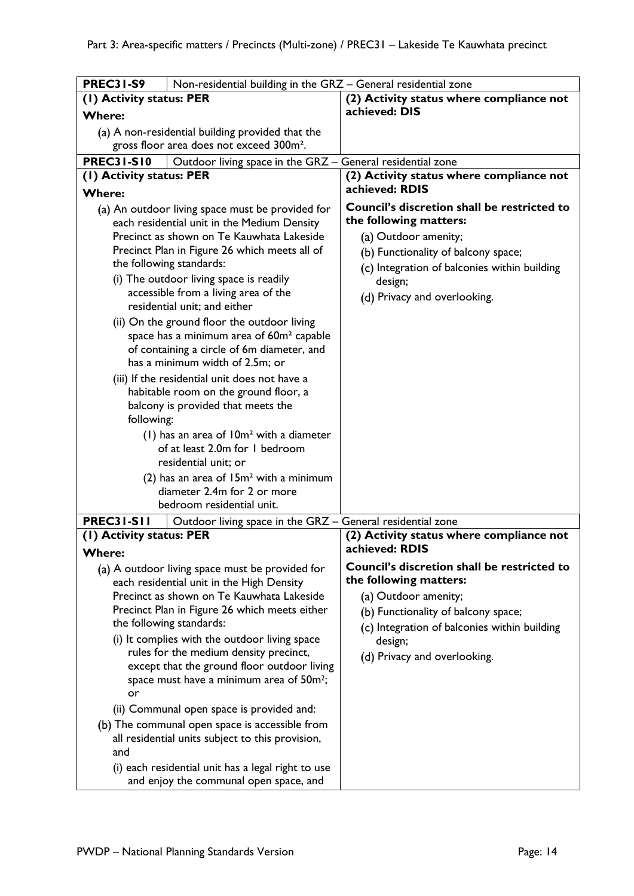| PREC31-S9 | Non-residential building in the GRZ – General residential zone |
|---|---|
| **(1) Activity status: PER**<br>**Where:**<br>(a) A non-residential building provided that the gross floor area does not exceed 300m². | **(2) Activity status where compliance not achieved: DIS** |

| PREC31-S10 | Outdoor living space in the GRZ – General residential zone |
|---|---|
| **(1) Activity status: PER**<br>**Where:**<br>(a) An outdoor living space must be provided for each residential unit in the Medium Density Precinct as shown on Te Kauwhata Lakeside Precinct Plan in Figure 26 which meets all of the following standards:<br>(i) The outdoor living space is readily accessible from a living area of the residential unit; and either<br>(ii) On the ground floor the outdoor living space has a minimum area of 60m² capable of containing a circle of 6m diameter, and has a minimum width of 2.5m; or<br>(iii) If the residential unit does not have a habitable room on the ground floor, a balcony is provided that meets the following:<br>(1) has an area of 10m² with a diameter of at least 2.0m for 1 bedroom residential unit; or<br>(2) has an area of 15m² with a minimum diameter 2.4m for 2 or more bedroom residential unit. | **(2) Activity status where compliance not achieved: RDIS**<br>**Council's discretion shall be restricted to the following matters:**<br>(a) Outdoor amenity;<br>(b) Functionality of balcony space;<br>(c) Integration of balconies within building design;<br>(d) Privacy and overlooking. |

| PREC31-S11 | Outdoor living space in the GRZ – General residential zone |
|---|---|
| **(1) Activity status: PER**<br>**Where:**<br>(a) A outdoor living space must be provided for each residential unit in the High Density Precinct as shown on Te Kauwhata Lakeside Precinct Plan in Figure 26 which meets either the following standards:<br>(i) It complies with the outdoor living space rules for the medium density precinct, except that the ground floor outdoor living space must have a minimum area of 50m²; or<br>(ii) Communal open space is provided and:<br>(b) The communal open space is accessible from all residential units subject to this provision, and<br>(i) each residential unit has a legal right to use and enjoy the communal open space, and | **(2) Activity status where compliance not achieved: RDIS**<br>**Council's discretion shall be restricted to the following matters:**<br>(a) Outdoor amenity;<br>(b) Functionality of balcony space;<br>(c) Integration of balconies within building design;<br>(d) Privacy and overlooking. |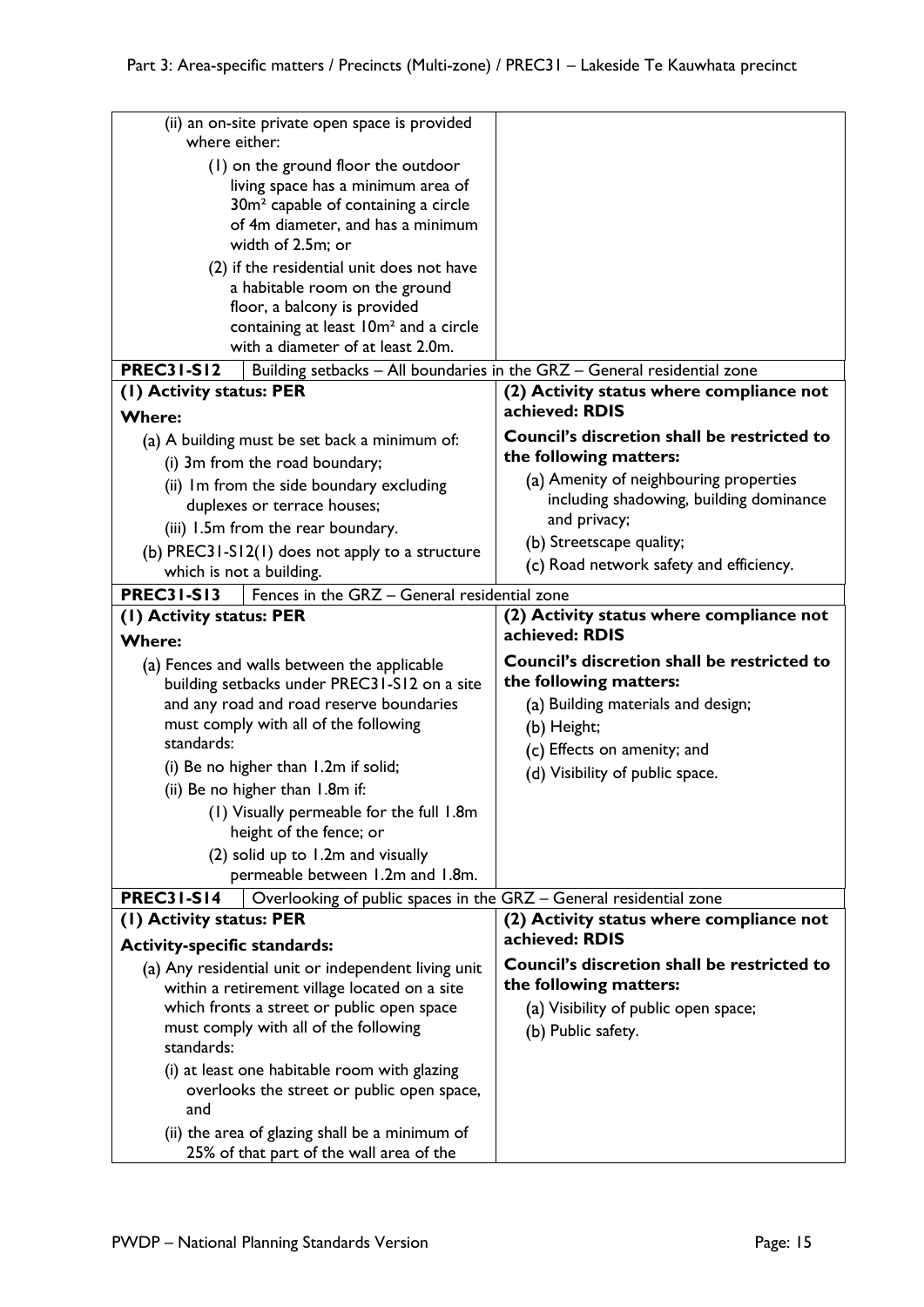| | |
|---|---|
| (ii) an on-site private open space is provided where either:<br>(1) on the ground floor the outdoor living space has a minimum area of 30m² capable of containing a circle of 4m diameter, and has a minimum width of 2.5m; or<br>(2) if the residential unit does not have a habitable room on the ground floor, a balcony is provided containing at least 10m² and a circle with a diameter of at least 2.0m. | |
| **PREC31-S12** Building setbacks – All boundaries in the GRZ – General residential zone | |
| **(1) Activity status: PER**<br>**Where:**<br>(a) A building must be set back a minimum of:<br>(i) 3m from the road boundary;<br>(ii) 1m from the side boundary excluding duplexes or terrace houses;<br>(iii) 1.5m from the rear boundary.<br>(b) PREC31-S12(1) does not apply to a structure which is not a building. | **(2) Activity status where compliance not achieved: RDIS**<br>**Council's discretion shall be restricted to the following matters:**<br>(a) Amenity of neighbouring properties including shadowing, building dominance and privacy;<br>(b) Streetscape quality;<br>(c) Road network safety and efficiency. |
| **PREC31-S13** Fences in the GRZ – General residential zone | |
| **(1) Activity status: PER**<br>**Where:**<br>(a) Fences and walls between the applicable building setbacks under PREC31-S12 on a site and any road and road reserve boundaries must comply with all of the following standards:<br>(i) Be no higher than 1.2m if solid;<br>(ii) Be no higher than 1.8m if:<br>(1) Visually permeable for the full 1.8m height of the fence; or<br>(2) solid up to 1.2m and visually permeable between 1.2m and 1.8m. | **(2) Activity status where compliance not achieved: RDIS**<br>**Council's discretion shall be restricted to the following matters:**<br>(a) Building materials and design;<br>(b) Height;<br>(c) Effects on amenity; and<br>(d) Visibility of public space. |
| **PREC31-S14** Overlooking of public spaces in the GRZ – General residential zone | |
| **(1) Activity status: PER**<br>**Activity-specific standards:**<br>(a) Any residential unit or independent living unit within a retirement village located on a site which fronts a street or public open space must comply with all of the following standards:<br>(i) at least one habitable room with glazing overlooks the street or public open space, and<br>(ii) the area of glazing shall be a minimum of 25% of that part of the wall area of the | **(2) Activity status where compliance not achieved: RDIS**<br>**Council's discretion shall be restricted to the following matters:**<br>(a) Visibility of public open space;<br>(b) Public safety. |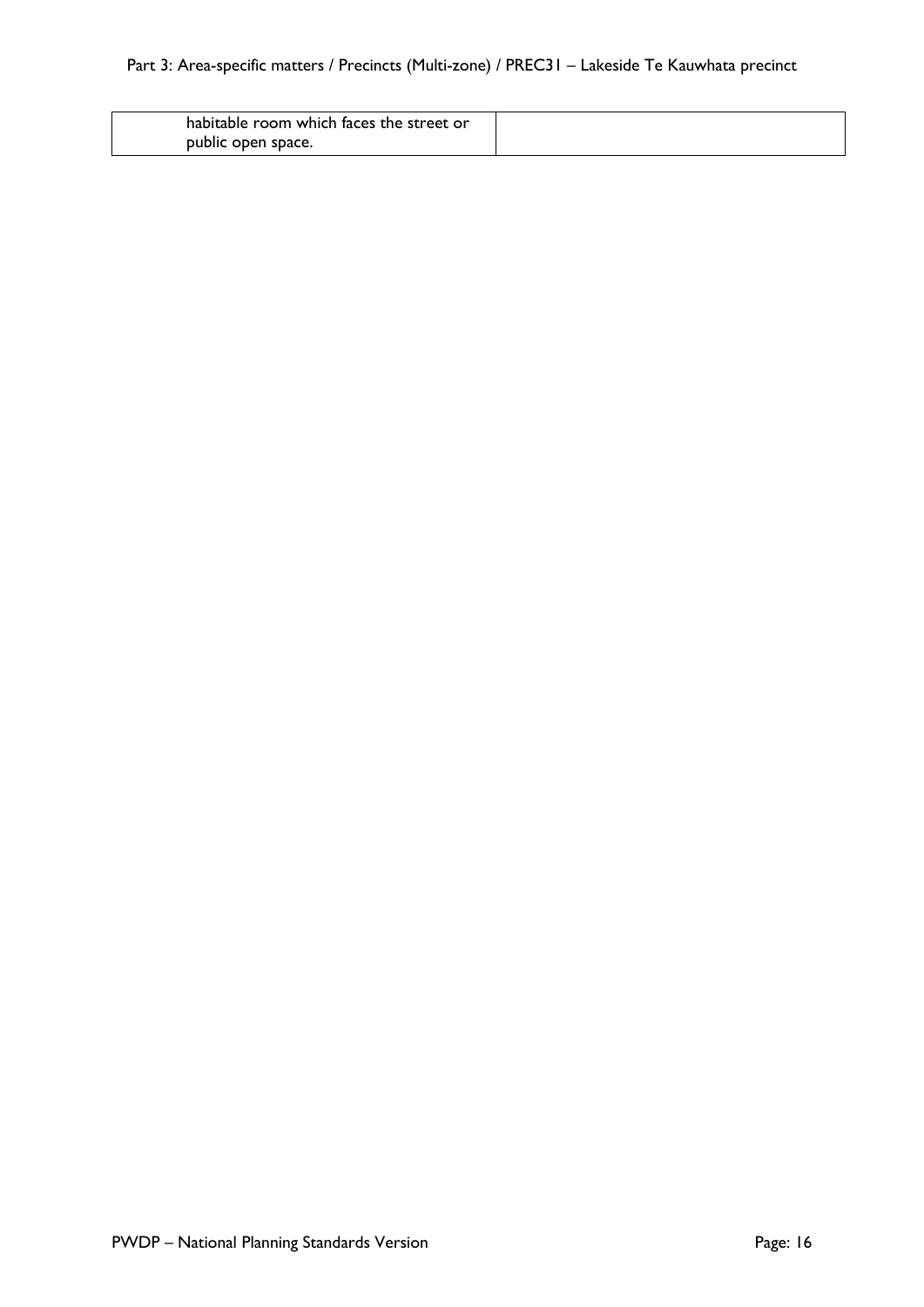| | |
|---|---|
| habitable room which faces the street or public open space. | |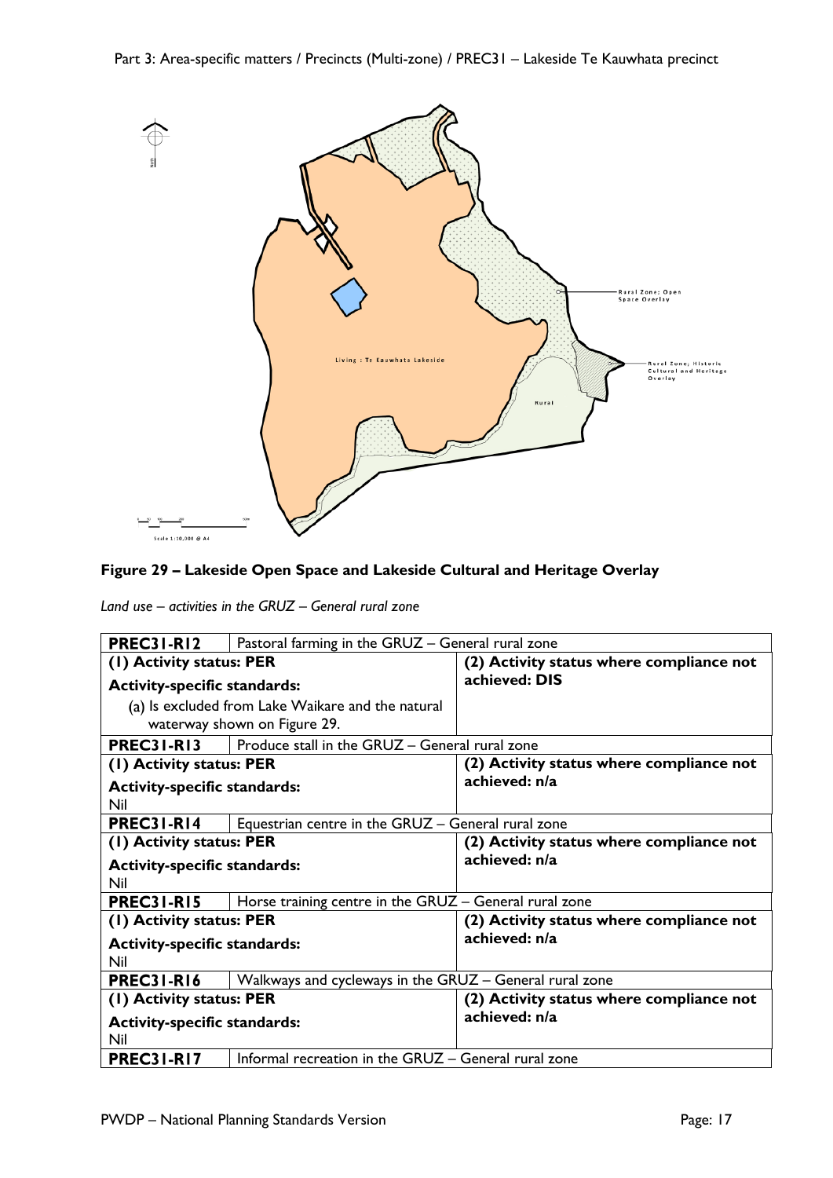**Figure 29 – Lakeside Open Space and Lakeside Cultural and Heritage Overlay**

*Land use – activities in the GRUZ – General rural zone*

| **PREC31-R12** | Pastoral farming in the GRUZ – General rural zone |
|---|---|
| **(1) Activity status: PER**<br><br>**Activity-specific standards:**<br><br>(a) Is excluded from Lake Waikare and the natural waterway shown on Figure 29. | **(2) Activity status where compliance not achieved: DIS** |
| **PREC31-R13** | Produce stall in the GRUZ – General rural zone |
| **(1) Activity status: PER**<br><br>**Activity-specific standards:**<br>Nil | **(2) Activity status where compliance not achieved: n/a** |
| **PREC31-R14** | Equestrian centre in the GRUZ – General rural zone |
| **(1) Activity status: PER**<br><br>**Activity-specific standards:**<br>Nil | **(2) Activity status where compliance not achieved: n/a** |
| **PREC31-R15** | Horse training centre in the GRUZ – General rural zone |
| **(1) Activity status: PER**<br><br>**Activity-specific standards:**<br>Nil | **(2) Activity status where compliance not achieved: n/a** |
| **PREC31-R16** | Walkways and cycleways in the GRUZ – General rural zone |
| **(1) Activity status: PER**<br><br>**Activity-specific standards:**<br>Nil | **(2) Activity status where compliance not achieved: n/a** |
| **PREC31-R17** | Informal recreation in the GRUZ – General rural zone |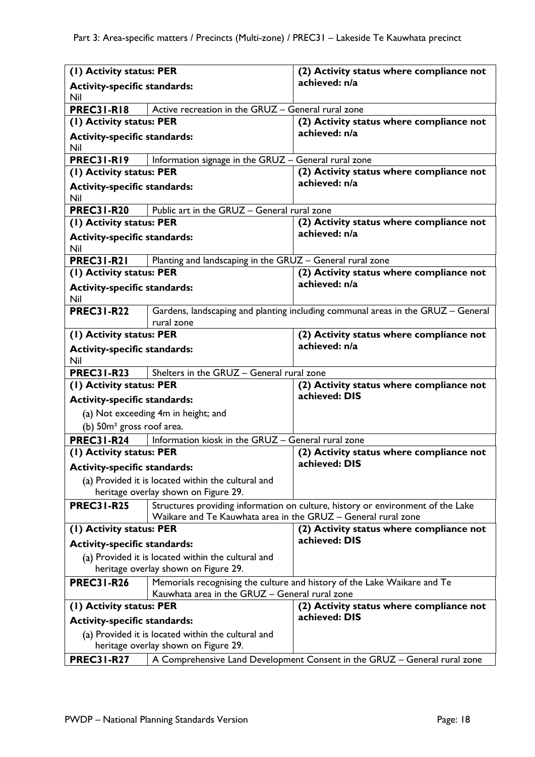| (1) Activity status: PER<br><br>**Activity-specific standards:**<br>Nil | | (2) Activity status where compliance not achieved: n/a |
|---|---|---|
| **PREC31-R18** | Active recreation in the GRUZ – General rural zone | |
| **(1) Activity status: PER**<br><br>**Activity-specific standards:**<br>Nil | | **(2) Activity status where compliance not achieved: n/a** |
| **PREC31-R19** | Information signage in the GRUZ – General rural zone | |
| **(1) Activity status: PER**<br><br>**Activity-specific standards:**<br>Nil | | **(2) Activity status where compliance not achieved: n/a** |
| **PREC31-R20** | Public art in the GRUZ – General rural zone | |
| **(1) Activity status: PER**<br><br>**Activity-specific standards:**<br>Nil | | **(2) Activity status where compliance not achieved: n/a** |
| **PREC31-R21** | Planting and landscaping in the GRUZ – General rural zone | |
| **(1) Activity status: PER**<br><br>**Activity-specific standards:**<br>Nil | | **(2) Activity status where compliance not achieved: n/a** |
| **PREC31-R22** | Gardens, landscaping and planting including communal areas in the GRUZ – General rural zone | |
| **(1) Activity status: PER**<br><br>**Activity-specific standards:**<br>Nil | | **(2) Activity status where compliance not achieved: n/a** |
| **PREC31-R23** | Shelters in the GRUZ – General rural zone | |
| **(1) Activity status: PER**<br><br>**Activity-specific standards:**<br>(a) Not exceeding 4m in height; and<br>(b) 50m² gross roof area. | | **(2) Activity status where compliance not achieved: DIS** |
| **PREC31-R24** | Information kiosk in the GRUZ – General rural zone | |
| **(1) Activity status: PER**<br><br>**Activity-specific standards:**<br>(a) Provided it is located within the cultural and heritage overlay shown on Figure 29. | | **(2) Activity status where compliance not achieved: DIS** |
| **PREC31-R25** | Structures providing information on culture, history or environment of the Lake Waikare and Te Kauwhata area in the GRUZ – General rural zone | |
| **(1) Activity status: PER**<br><br>**Activity-specific standards:**<br>(a) Provided it is located within the cultural and heritage overlay shown on Figure 29. | | **(2) Activity status where compliance not achieved: DIS** |
| **PREC31-R26** | Memorials recognising the culture and history of the Lake Waikare and Te Kauwhata area in the GRUZ – General rural zone | |
| **(1) Activity status: PER**<br><br>**Activity-specific standards:**<br>(a) Provided it is located within the cultural and heritage overlay shown on Figure 29. | | **(2) Activity status where compliance not achieved: DIS** |
| **PREC31-R27** | A Comprehensive Land Development Consent in the GRUZ – General rural zone | |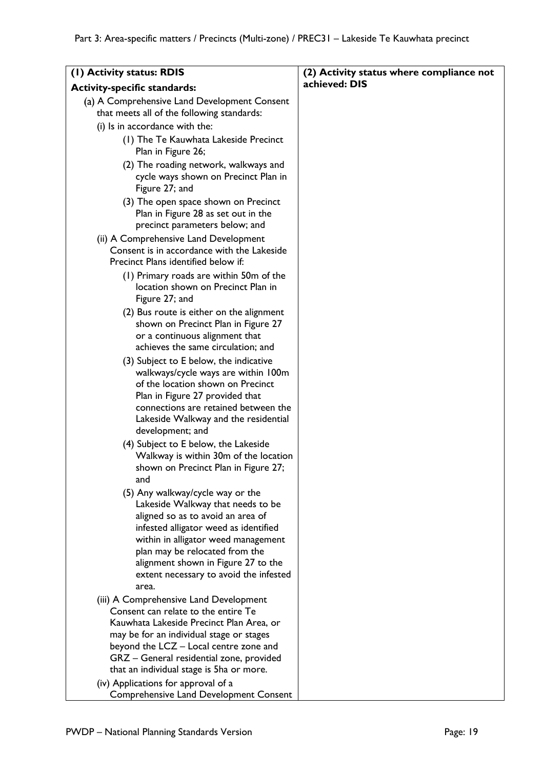| (1) Activity status: RDIS | (2) Activity status where compliance not achieved: DIS |
|---|---|
| **Activity-specific standards:**<br>(a) A Comprehensive Land Development Consent that meets all of the following standards:<br>(i) Is in accordance with the:<br>(1) The Te Kauwhata Lakeside Precinct Plan in Figure 26;<br>(2) The roading network, walkways and cycle ways shown on Precinct Plan in Figure 27; and<br>(3) The open space shown on Precinct Plan in Figure 28 as set out in the precinct parameters below; and<br>(ii) A Comprehensive Land Development Consent is in accordance with the Lakeside Precinct Plans identified below if:<br>(1) Primary roads are within 50m of the location shown on Precinct Plan in Figure 27; and<br>(2) Bus route is either on the alignment shown on Precinct Plan in Figure 27 or a continuous alignment that achieves the same circulation; and<br>(3) Subject to E below, the indicative walkways/cycle ways are within 100m of the location shown on Precinct Plan in Figure 27 provided that connections are retained between the Lakeside Walkway and the residential development; and<br>(4) Subject to E below, the Lakeside Walkway is within 30m of the location shown on Precinct Plan in Figure 27; and<br>(5) Any walkway/cycle way or the Lakeside Walkway that needs to be aligned so as to avoid an area of infested alligator weed as identified within in alligator weed management plan may be relocated from the alignment shown in Figure 27 to the extent necessary to avoid the infested area.<br>(iii) A Comprehensive Land Development Consent can relate to the entire Te Kauwhata Lakeside Precinct Plan Area, or may be for an individual stage or stages beyond the LCZ – Local centre zone and GRZ – General residential zone, provided that an individual stage is 5ha or more.<br>(iv) Applications for approval of a Comprehensive Land Development Consent | |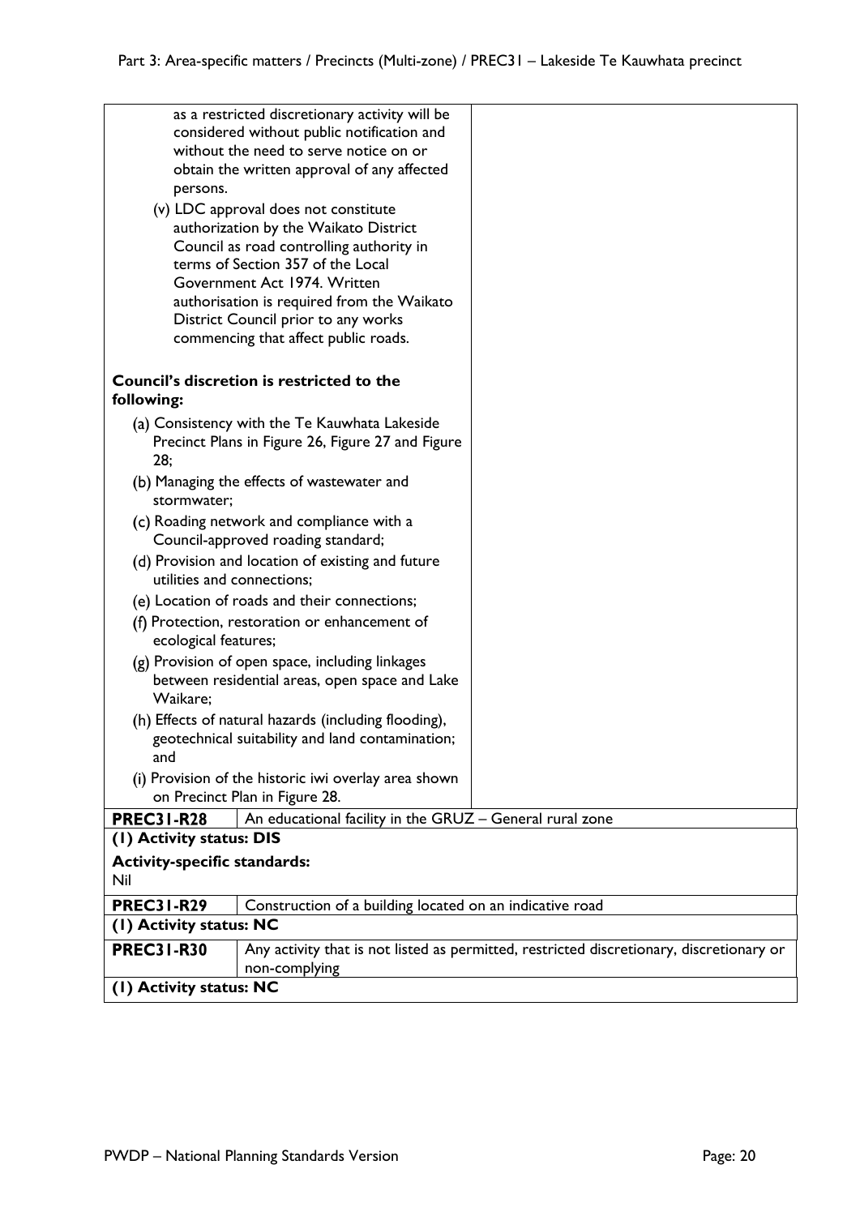| | |
|---|---|
| as a restricted discretionary activity will be considered without public notification and without the need to serve notice on or obtain the written approval of any affected persons.<br>(v) LDC approval does not constitute authorization by the Waikato District Council as road controlling authority in terms of Section 357 of the Local Government Act 1974. Written authorisation is required from the Waikato District Council prior to any works commencing that affect public roads.<br><br>**Council's discretion is restricted to the following:**<br>(a) Consistency with the Te Kauwhata Lakeside Precinct Plans in Figure 26, Figure 27 and Figure 28;<br>(b) Managing the effects of wastewater and stormwater;<br>(c) Roading network and compliance with a Council-approved roading standard;<br>(d) Provision and location of existing and future utilities and connections;<br>(e) Location of roads and their connections;<br>(f) Protection, restoration or enhancement of ecological features;<br>(g) Provision of open space, including linkages between residential areas, open space and Lake Waikare;<br>(h) Effects of natural hazards (including flooding), geotechnical suitability and land contamination; and<br>(i) Provision of the historic iwi overlay area shown on Precinct Plan in Figure 28. | |

| **PREC31-R28** | An educational facility in the GRUZ – General rural zone |
|---|---|
| **(1) Activity status: DIS** | |
| **Activity-specific standards:**<br>Nil | |
| **PREC31-R29** | Construction of a building located on an indicative road |
| **(1) Activity status: NC** | |
| **PREC31-R30** | Any activity that is not listed as permitted, restricted discretionary, discretionary or non-complying |
| **(1) Activity status: NC** | |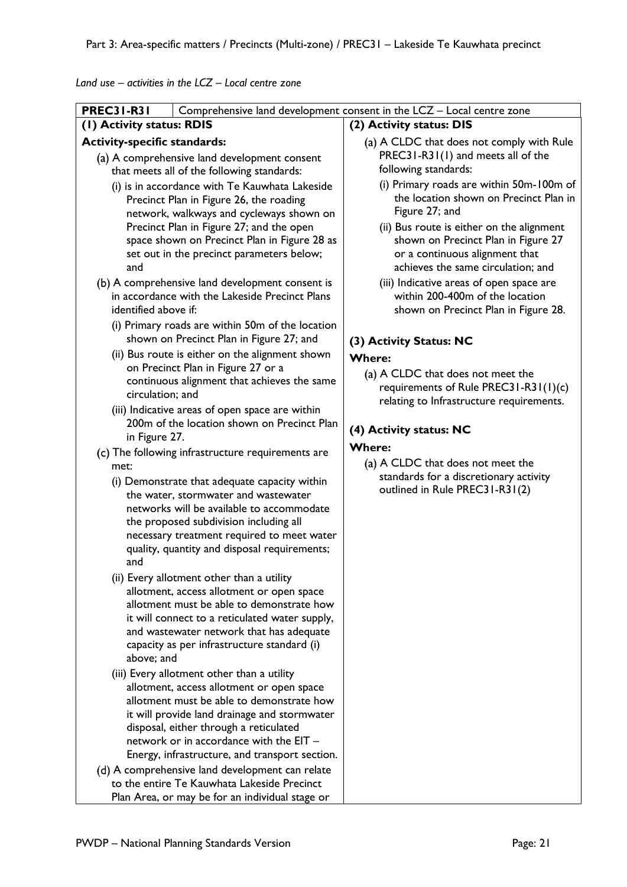*Land use – activities in the LCZ – Local centre zone*

| PREC31-R31 | Comprehensive land development consent in the LCZ – Local centre zone |
|---|---|
| **(1) Activity status: RDIS**<br><br>**Activity-specific standards:**<br><br>(a) A comprehensive land development consent that meets all of the following standards:<br>(i) is in accordance with Te Kauwhata Lakeside Precinct Plan in Figure 26, the roading network, walkways and cycleways shown on Precinct Plan in Figure 27; and the open space shown on Precinct Plan in Figure 28 as set out in the precinct parameters below; and<br><br>(b) A comprehensive land development consent is in accordance with the Lakeside Precinct Plans identified above if:<br>(i) Primary roads are within 50m of the location shown on Precinct Plan in Figure 27; and<br>(ii) Bus route is either on the alignment shown on Precinct Plan in Figure 27 or a continuous alignment that achieves the same circulation; and<br>(iii) Indicative areas of open space are within 200m of the location shown on Precinct Plan in Figure 27.<br><br>(c) The following infrastructure requirements are met:<br>(i) Demonstrate that adequate capacity within the water, stormwater and wastewater networks will be available to accommodate the proposed subdivision including all necessary treatment required to meet water quality, quantity and disposal requirements; and<br>(ii) Every allotment other than a utility allotment, access allotment or open space allotment must be able to demonstrate how it will connect to a reticulated water supply, and wastewater network that has adequate capacity as per infrastructure standard (i) above; and<br>(iii) Every allotment other than a utility allotment, access allotment or open space allotment must be able to demonstrate how it will provide land drainage and stormwater disposal, either through a reticulated network or in accordance with the EIT – Energy, infrastructure, and transport section.<br><br>(d) A comprehensive land development can relate to the entire Te Kauwhata Lakeside Precinct Plan Area, or may be for an individual stage or | **(2) Activity status: DIS**<br><br>(a) A CLDC that does not comply with Rule PREC31-R31(1) and meets all of the following standards:<br>(i) Primary roads are within 50m-100m of the location shown on Precinct Plan in Figure 27; and<br>(ii) Bus route is either on the alignment shown on Precinct Plan in Figure 27 or a continuous alignment that achieves the same circulation; and<br>(iii) Indicative areas of open space are within 200-400m of the location shown on Precinct Plan in Figure 28.<br><br>**(3) Activity Status: NC**<br><br>**Where:**<br><br>(a) A CLDC that does not meet the requirements of Rule PREC31-R31(1)(c) relating to Infrastructure requirements.<br><br>**(4) Activity status: NC**<br><br>**Where:**<br><br>(a) A CLDC that does not meet the standards for a discretionary activity outlined in Rule PREC31-R31(2) |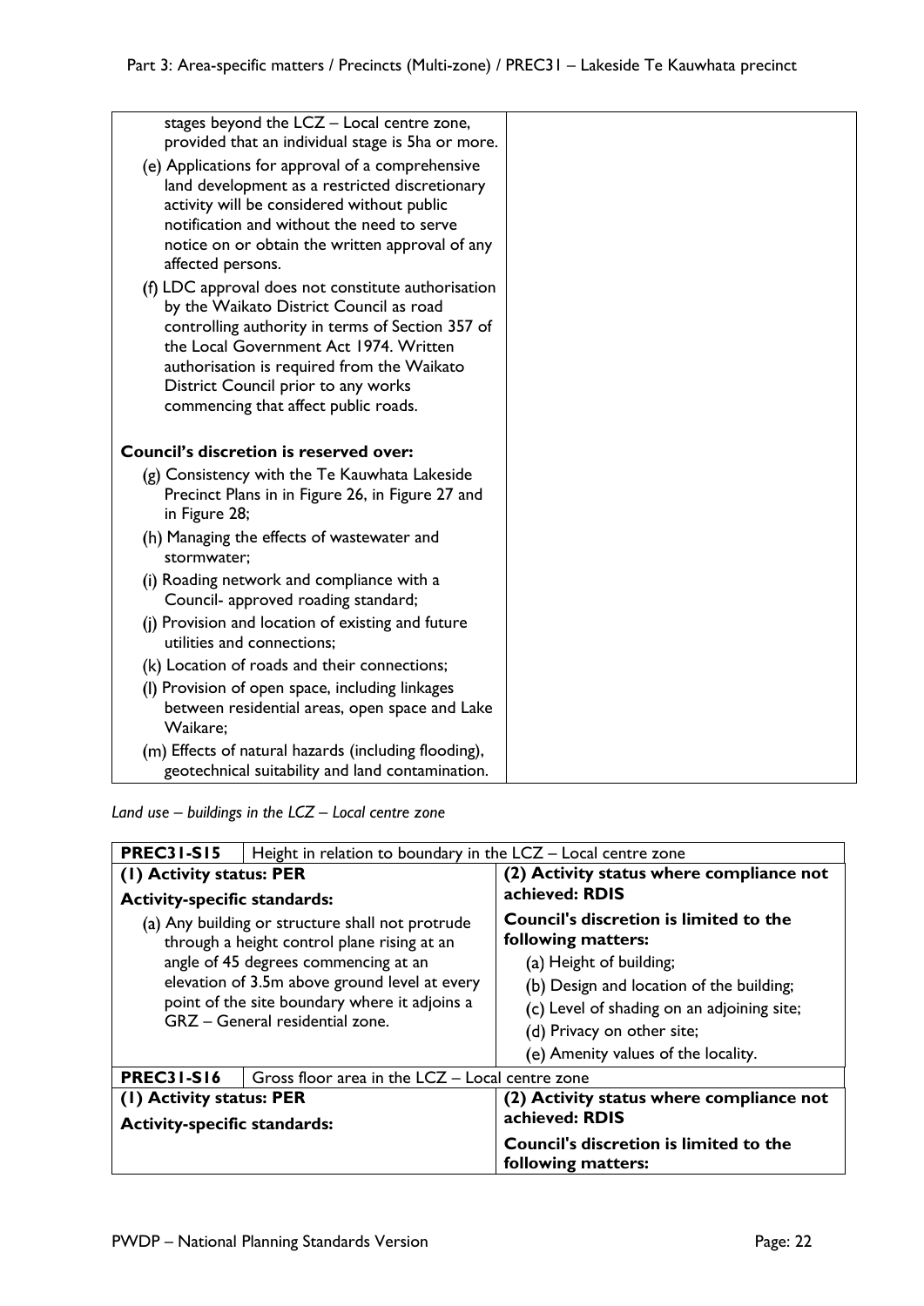| | |
|---|---|
| stages beyond the LCZ – Local centre zone, provided that an individual stage is 5ha or more.<br>(e) Applications for approval of a comprehensive land development as a restricted discretionary activity will be considered without public notification and without the need to serve notice on or obtain the written approval of any affected persons.<br>(f) LDC approval does not constitute authorisation by the Waikato District Council as road controlling authority in terms of Section 357 of the Local Government Act 1974. Written authorisation is required from the Waikato District Council prior to any works commencing that affect public roads.<br><br>**Council's discretion is reserved over:**<br>(g) Consistency with the Te Kauwhata Lakeside Precinct Plans in in Figure 26, in Figure 27 and in Figure 28;<br>(h) Managing the effects of wastewater and stormwater;<br>(i) Roading network and compliance with a Council- approved roading standard;<br>(j) Provision and location of existing and future utilities and connections;<br>(k) Location of roads and their connections;<br>(l) Provision of open space, including linkages between residential areas, open space and Lake Waikare;<br>(m) Effects of natural hazards (including flooding), geotechnical suitability and land contamination. | |

*Land use – buildings in the LCZ – Local centre zone*

| **PREC31-S15** | Height in relation to boundary in the LCZ – Local centre zone |
|---|---|
| **(1) Activity status: PER**<br>**Activity-specific standards:**<br>(a) Any building or structure shall not protrude through a height control plane rising at an angle of 45 degrees commencing at an elevation of 3.5m above ground level at every point of the site boundary where it adjoins a GRZ – General residential zone. | **(2) Activity status where compliance not achieved: RDIS**<br>**Council's discretion is limited to the following matters:**<br>(a) Height of building;<br>(b) Design and location of the building;<br>(c) Level of shading on an adjoining site;<br>(d) Privacy on other site;<br>(e) Amenity values of the locality. |
| **PREC31-S16** | Gross floor area in the LCZ – Local centre zone |
| **(1) Activity status: PER**<br>**Activity-specific standards:** | **(2) Activity status where compliance not achieved: RDIS**<br>**Council's discretion is limited to the following matters:** |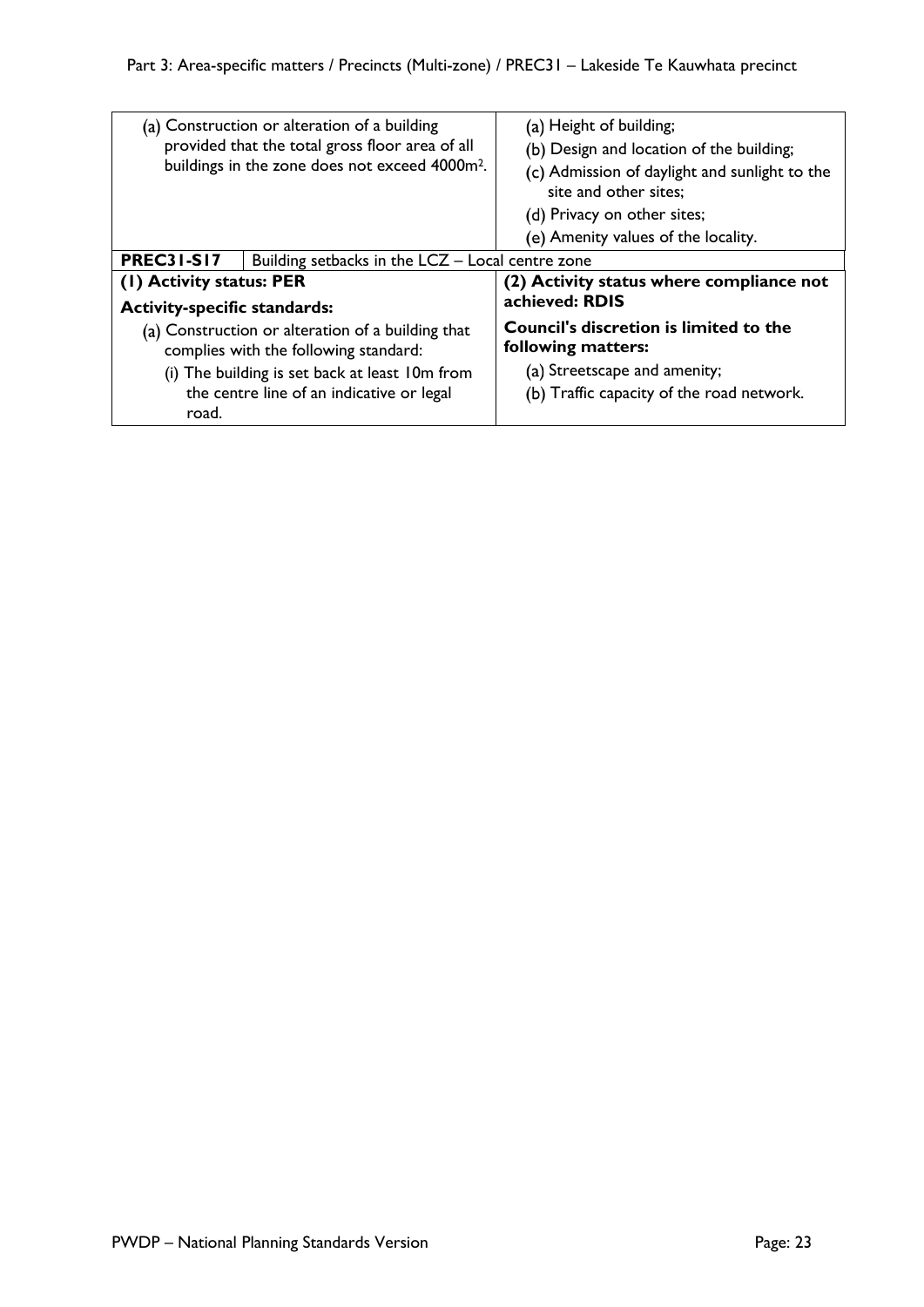| | |
|---|---|
| (a) Construction or alteration of a building provided that the total gross floor area of all buildings in the zone does not exceed 4000m$^2$. | (a) Height of building;<br>(b) Design and location of the building;<br>(c) Admission of daylight and sunlight to the site and other sites;<br>(d) Privacy on other sites;<br>(e) Amenity values of the locality. |
| **PREC31-S17** | Building setbacks in the LCZ – Local centre zone |
| **(1) Activity status: PER**<br>**Activity-specific standards:**<br>(a) Construction or alteration of a building that complies with the following standard:<br>(i) The building is set back at least 10m from the centre line of an indicative or legal road. | **(2) Activity status where compliance not achieved: RDIS**<br>**Council's discretion is limited to the following matters:**<br>(a) Streetscape and amenity;<br>(b) Traffic capacity of the road network. |